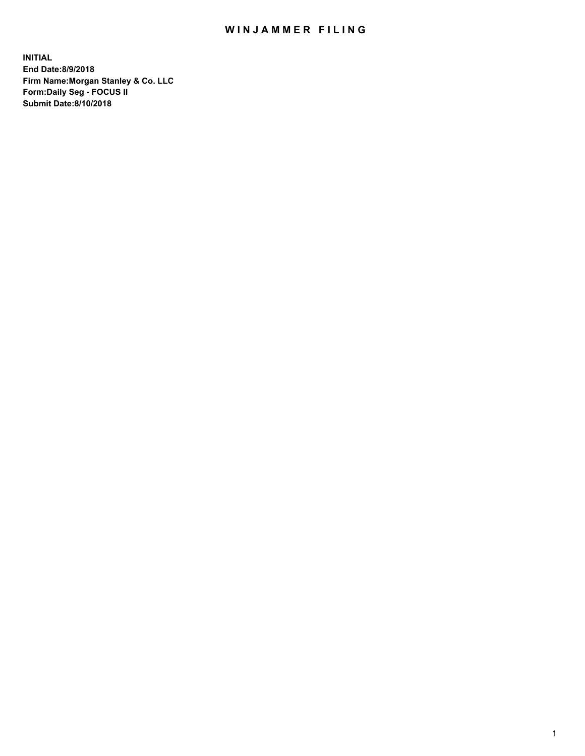# WINJAMMER FILING

**INITIAL**
**End Date:8/9/2018**
**Firm Name:Morgan Stanley & Co. LLC**
**Form:Daily Seg - FOCUS II**
**Submit Date:8/10/2018**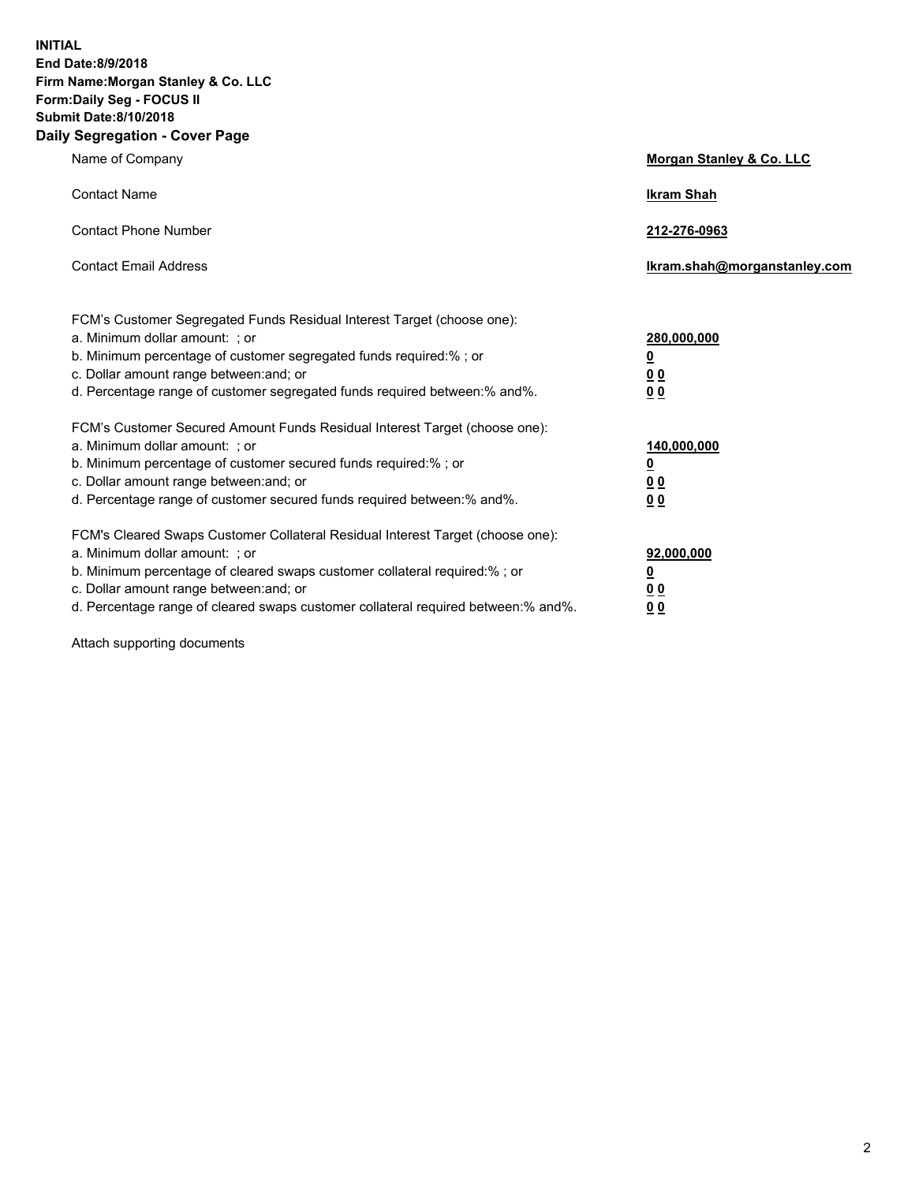**INITIAL**
**End Date:8/9/2018**
**Firm Name:Morgan Stanley & Co. LLC**
**Form:Daily Seg - FOCUS II**
**Submit Date:8/10/2018**
**Daily Segregation - Cover Page**

| | |
|---|---|
| Name of Company | **Morgan Stanley & Co. LLC** |
| Contact Name | **Ikram Shah** |
| Contact Phone Number | **212-276-0963** |
| Contact Email Address | **Ikram.shah@morganstanley.com** |

FCM's Customer Segregated Funds Residual Interest Target (choose one):

| | |
|---|---|
| a. Minimum dollar amount: ; or | **280,000,000** |
| b. Minimum percentage of customer segregated funds required:% ; or | **0** |
| c. Dollar amount range between:and; or | **0 0** |
| d. Percentage range of customer segregated funds required between:% and%. | **0 0** |

FCM's Customer Secured Amount Funds Residual Interest Target (choose one):

| | |
|---|---|
| a. Minimum dollar amount: ; or | **140,000,000** |
| b. Minimum percentage of customer secured funds required:% ; or | **0** |
| c. Dollar amount range between:and; or | **0 0** |
| d. Percentage range of customer secured funds required between:% and%. | **0 0** |

FCM's Cleared Swaps Customer Collateral Residual Interest Target (choose one):

| | |
|---|---|
| a. Minimum dollar amount: ; or | **92,000,000** |
| b. Minimum percentage of cleared swaps customer collateral required:% ; or | **0** |
| c. Dollar amount range between:and; or | **0 0** |
| d. Percentage range of cleared swaps customer collateral required between:% and%. | **0 0** |

Attach supporting documents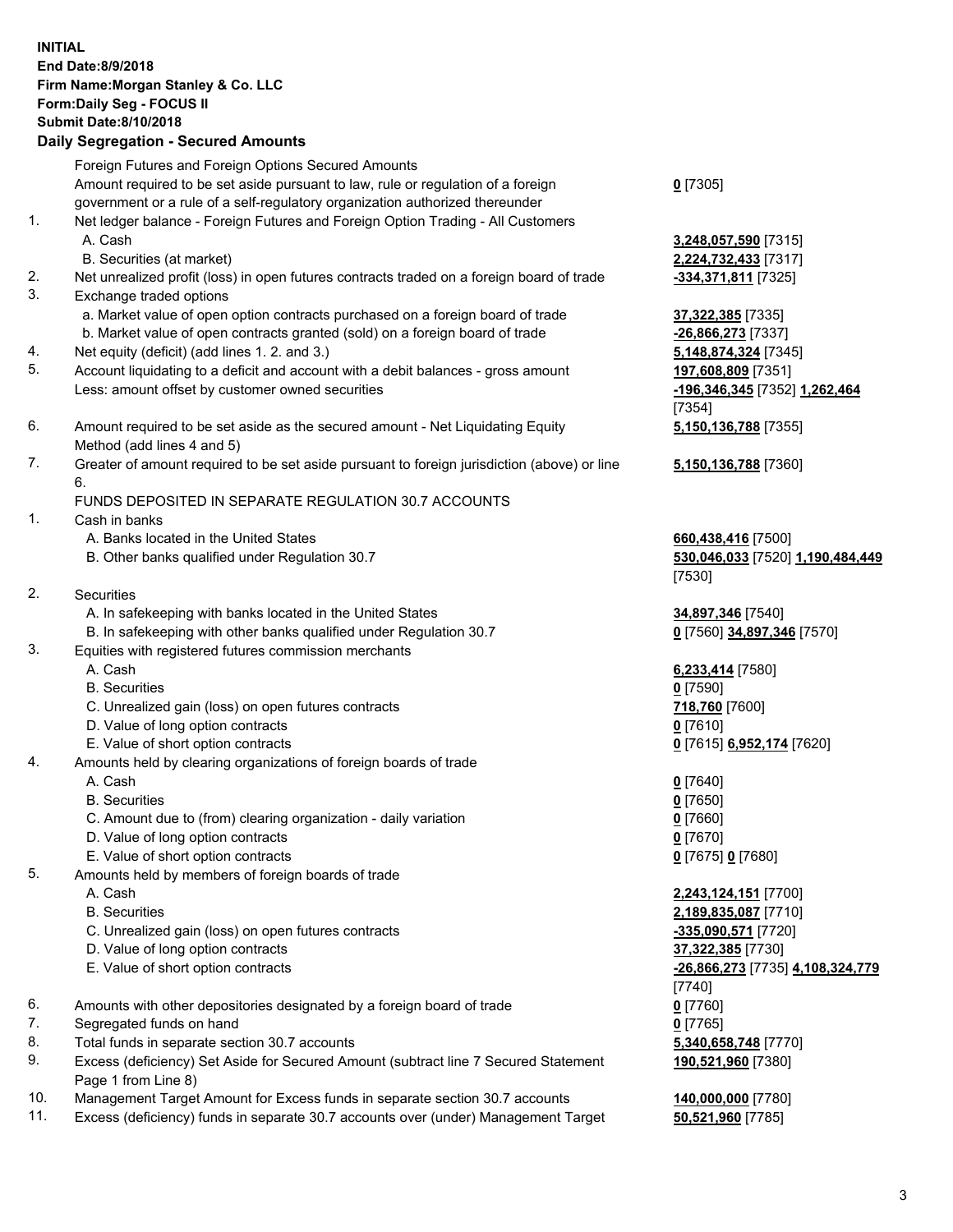**INITIAL**
**End Date:8/9/2018**
**Firm Name:Morgan Stanley & Co. LLC**
**Form:Daily Seg - FOCUS II**
**Submit Date:8/10/2018**

## Daily Segregation - Secured Amounts

| | | |
|---|---|---|
| | Foreign Futures and Foreign Options Secured Amounts | |
| | Amount required to be set aside pursuant to law, rule or regulation of a foreign government or a rule of a self-regulatory organization authorized thereunder | **0** [7305] |
| 1. | Net ledger balance - Foreign Futures and Foreign Option Trading - All Customers | |
| | A. Cash | **3,248,057,590** [7315] |
| | B. Securities (at market) | **2,224,732,433** [7317] |
| 2. | Net unrealized profit (loss) in open futures contracts traded on a foreign board of trade | **-334,371,811** [7325] |
| 3. | Exchange traded options | |
| | a. Market value of open option contracts purchased on a foreign board of trade | **37,322,385** [7335] |
| | b. Market value of open contracts granted (sold) on a foreign board of trade | **-26,866,273** [7337] |
| 4. | Net equity (deficit) (add lines 1. 2. and 3.) | **5,148,874,324** [7345] |
| 5. | Account liquidating to a deficit and account with a debit balances - gross amount | **197,608,809** [7351] |
| | Less: amount offset by customer owned securities | **-196,346,345** [7352] **1,262,464** [7354] |
| 6. | Amount required to be set aside as the secured amount - Net Liquidating Equity Method (add lines 4 and 5) | **5,150,136,788** [7355] |
| 7. | Greater of amount required to be set aside pursuant to foreign jurisdiction (above) or line 6. | **5,150,136,788** [7360] |
| | FUNDS DEPOSITED IN SEPARATE REGULATION 30.7 ACCOUNTS | |
| 1. | Cash in banks | |
| | A. Banks located in the United States | **660,438,416** [7500] |
| | B. Other banks qualified under Regulation 30.7 | **530,046,033** [7520] **1,190,484,449** [7530] |
| 2. | Securities | |
| | A. In safekeeping with banks located in the United States | **34,897,346** [7540] |
| | B. In safekeeping with other banks qualified under Regulation 30.7 | **0** [7560] **34,897,346** [7570] |
| 3. | Equities with registered futures commission merchants | |
| | A. Cash | **6,233,414** [7580] |
| | B. Securities | **0** [7590] |
| | C. Unrealized gain (loss) on open futures contracts | **718,760** [7600] |
| | D. Value of long option contracts | **0** [7610] |
| | E. Value of short option contracts | **0** [7615] **6,952,174** [7620] |
| 4. | Amounts held by clearing organizations of foreign boards of trade | |
| | A. Cash | **0** [7640] |
| | B. Securities | **0** [7650] |
| | C. Amount due to (from) clearing organization - daily variation | **0** [7660] |
| | D. Value of long option contracts | **0** [7670] |
| | E. Value of short option contracts | **0** [7675] **0** [7680] |
| 5. | Amounts held by members of foreign boards of trade | |
| | A. Cash | **2,243,124,151** [7700] |
| | B. Securities | **2,189,835,087** [7710] |
| | C. Unrealized gain (loss) on open futures contracts | **-335,090,571** [7720] |
| | D. Value of long option contracts | **37,322,385** [7730] |
| | E. Value of short option contracts | **-26,866,273** [7735] **4,108,324,779** [7740] |
| 6. | Amounts with other depositories designated by a foreign board of trade | **0** [7760] |
| 7. | Segregated funds on hand | **0** [7765] |
| 8. | Total funds in separate section 30.7 accounts | **5,340,658,748** [7770] |
| 9. | Excess (deficiency) Set Aside for Secured Amount (subtract line 7 Secured Statement Page 1 from Line 8) | **190,521,960** [7380] |
| 10. | Management Target Amount for Excess funds in separate section 30.7 accounts | **140,000,000** [7780] |
| 11. | Excess (deficiency) funds in separate 30.7 accounts over (under) Management Target | **50,521,960** [7785] |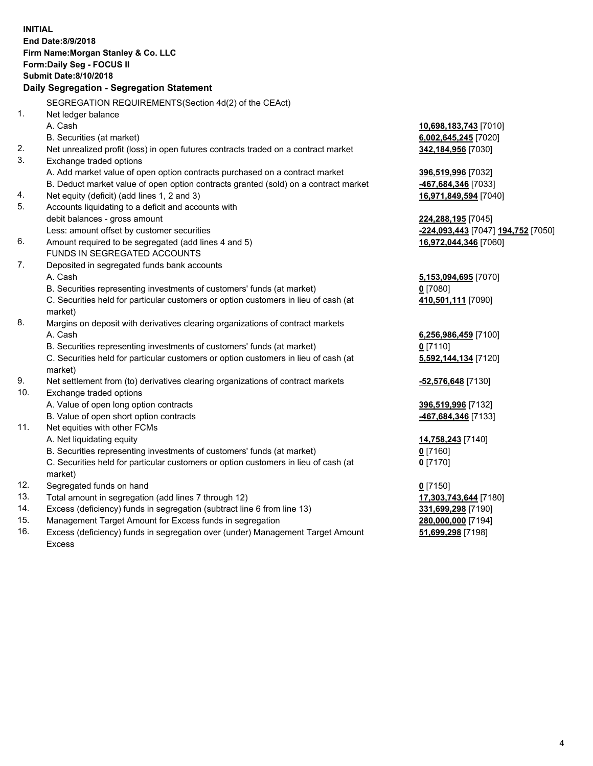**INITIAL**
**End Date:8/9/2018**
**Firm Name:Morgan Stanley & Co. LLC**
**Form:Daily Seg - FOCUS II**
**Submit Date:8/10/2018**

## Daily Segregation - Segregation Statement

SEGREGATION REQUIREMENTS(Section 4d(2) of the CEAct)

| | | |
|---|---|---|
| 1. | Net ledger balance | |
| | A. Cash | 10,698,183,743 [7010] |
| | B. Securities (at market) | 6,002,645,245 [7020] |
| 2. | Net unrealized profit (loss) in open futures contracts traded on a contract market | 342,184,956 [7030] |
| 3. | Exchange traded options | |
| | A. Add market value of open option contracts purchased on a contract market | 396,519,996 [7032] |
| | B. Deduct market value of open option contracts granted (sold) on a contract market | -467,684,346 [7033] |
| 4. | Net equity (deficit) (add lines 1, 2 and 3) | 16,971,849,594 [7040] |
| 5. | Accounts liquidating to a deficit and accounts with | |
| | debit balances - gross amount | 224,288,195 [7045] |
| | Less: amount offset by customer securities | -224,093,443 [7047] 194,752 [7050] |
| 6. | Amount required to be segregated (add lines 4 and 5) | 16,972,044,346 [7060] |
| | FUNDS IN SEGREGATED ACCOUNTS | |
| 7. | Deposited in segregated funds bank accounts | |
| | A. Cash | 5,153,094,695 [7070] |
| | B. Securities representing investments of customers' funds (at market) | 0 [7080] |
| | C. Securities held for particular customers or option customers in lieu of cash (at market) | 410,501,111 [7090] |
| 8. | Margins on deposit with derivatives clearing organizations of contract markets | |
| | A. Cash | 6,256,986,459 [7100] |
| | B. Securities representing investments of customers' funds (at market) | 0 [7110] |
| | C. Securities held for particular customers or option customers in lieu of cash (at market) | 5,592,144,134 [7120] |
| 9. | Net settlement from (to) derivatives clearing organizations of contract markets | -52,576,648 [7130] |
| 10. | Exchange traded options | |
| | A. Value of open long option contracts | 396,519,996 [7132] |
| | B. Value of open short option contracts | -467,684,346 [7133] |
| 11. | Net equities with other FCMs | |
| | A. Net liquidating equity | 14,758,243 [7140] |
| | B. Securities representing investments of customers' funds (at market) | 0 [7160] |
| | C. Securities held for particular customers or option customers in lieu of cash (at market) | 0 [7170] |
| 12. | Segregated funds on hand | 0 [7150] |
| 13. | Total amount in segregation (add lines 7 through 12) | 17,303,743,644 [7180] |
| 14. | Excess (deficiency) funds in segregation (subtract line 6 from line 13) | 331,699,298 [7190] |
| 15. | Management Target Amount for Excess funds in segregation | 280,000,000 [7194] |
| 16. | Excess (deficiency) funds in segregation over (under) Management Target Amount Excess | 51,699,298 [7198] |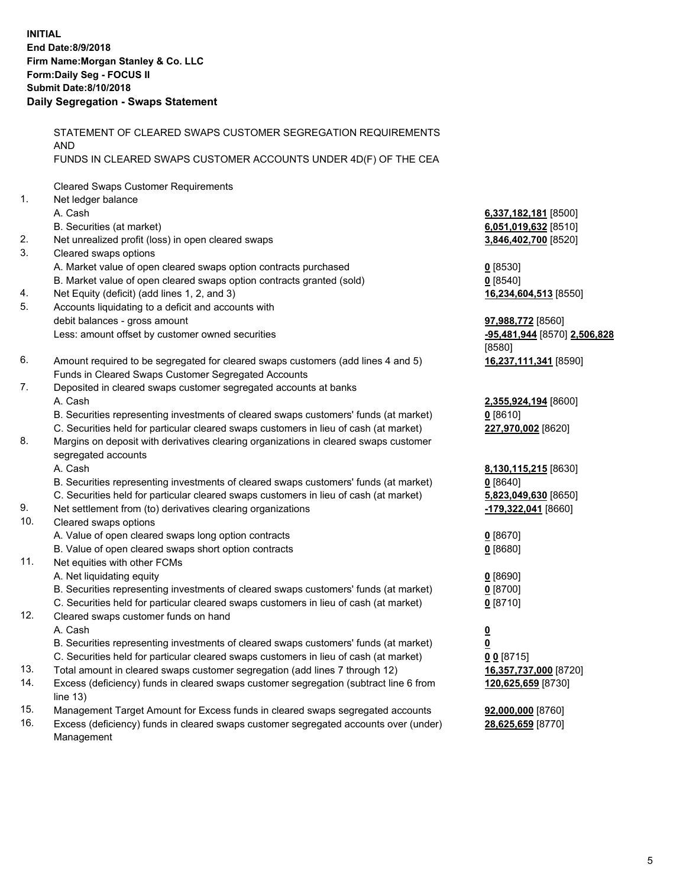**INITIAL**
**End Date:8/9/2018**
**Firm Name:Morgan Stanley & Co. LLC**
**Form:Daily Seg - FOCUS II**
**Submit Date:8/10/2018**
**Daily Segregation - Swaps Statement**

STATEMENT OF CLEARED SWAPS CUSTOMER SEGREGATION REQUIREMENTS AND FUNDS IN CLEARED SWAPS CUSTOMER ACCOUNTS UNDER 4D(F) OF THE CEA

| | | |
|---|---|---|
| | Cleared Swaps Customer Requirements | |
| 1. | Net ledger balance | |
| | A. Cash | **6,337,182,181** [8500] |
| | B. Securities (at market) | **6,051,019,632** [8510] |
| 2. | Net unrealized profit (loss) in open cleared swaps | **3,846,402,700** [8520] |
| 3. | Cleared swaps options | |
| | A. Market value of open cleared swaps option contracts purchased | **0** [8530] |
| | B. Market value of open cleared swaps option contracts granted (sold) | **0** [8540] |
| 4. | Net Equity (deficit) (add lines 1, 2, and 3) | **16,234,604,513** [8550] |
| 5. | Accounts liquidating to a deficit and accounts with debit balances - gross amount | **97,988,772** [8560] |
| | Less: amount offset by customer owned securities | **-95,481,944** [8570] **2,506,828** [8580] |
| 6. | Amount required to be segregated for cleared swaps customers (add lines 4 and 5) | **16,237,111,341** [8590] |
| | Funds in Cleared Swaps Customer Segregated Accounts | |
| 7. | Deposited in cleared swaps customer segregated accounts at banks | |
| | A. Cash | **2,355,924,194** [8600] |
| | B. Securities representing investments of cleared swaps customers' funds (at market) | **0** [8610] |
| | C. Securities held for particular cleared swaps customers in lieu of cash (at market) | **227,970,002** [8620] |
| 8. | Margins on deposit with derivatives clearing organizations in cleared swaps customer segregated accounts | |
| | A. Cash | **8,130,115,215** [8630] |
| | B. Securities representing investments of cleared swaps customers' funds (at market) | **0** [8640] |
| | C. Securities held for particular cleared swaps customers in lieu of cash (at market) | **5,823,049,630** [8650] |
| 9. | Net settlement from (to) derivatives clearing organizations | **-179,322,041** [8660] |
| 10. | Cleared swaps options | |
| | A. Value of open cleared swaps long option contracts | **0** [8670] |
| | B. Value of open cleared swaps short option contracts | **0** [8680] |
| 11. | Net equities with other FCMs | |
| | A. Net liquidating equity | **0** [8690] |
| | B. Securities representing investments of cleared swaps customers' funds (at market) | **0** [8700] |
| | C. Securities held for particular cleared swaps customers in lieu of cash (at market) | **0** [8710] |
| 12. | Cleared swaps customer funds on hand | |
| | A. Cash | **0** |
| | B. Securities representing investments of cleared swaps customers' funds (at market) | **0** |
| | C. Securities held for particular cleared swaps customers in lieu of cash (at market) | **0** **0** [8715] |
| 13. | Total amount in cleared swaps customer segregation (add lines 7 through 12) | **16,357,737,000** [8720] |
| 14. | Excess (deficiency) funds in cleared swaps customer segregation (subtract line 6 from line 13) | **120,625,659** [8730] |
| 15. | Management Target Amount for Excess funds in cleared swaps segregated accounts | **92,000,000** [8760] |
| 16. | Excess (deficiency) funds in cleared swaps customer segregated accounts over (under) Management | **28,625,659** [8770] |